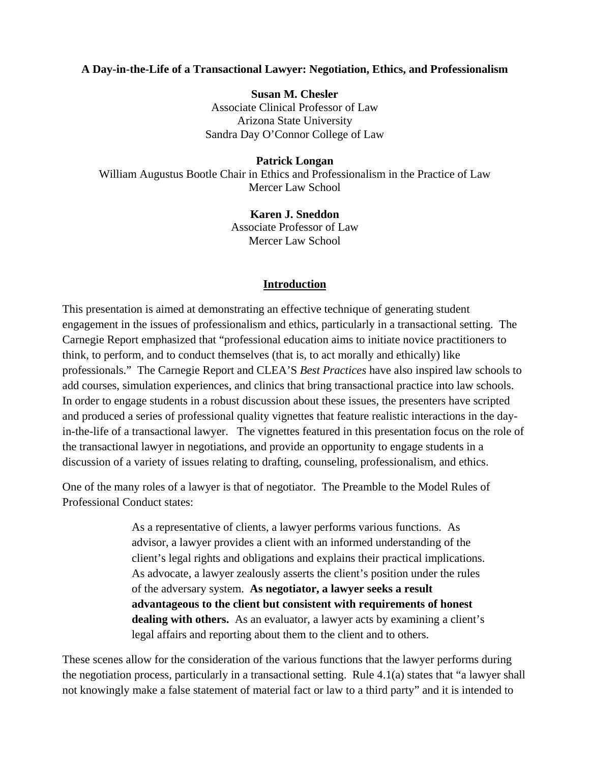**A Day-in-the-Life of a Transactional Lawyer: Negotiation, Ethics, and Professionalism**

**Susan M. Chesler**
Associate Clinical Professor of Law
Arizona State University
Sandra Day O'Connor College of Law

**Patrick Longan**
William Augustus Bootle Chair in Ethics and Professionalism in the Practice of Law
Mercer Law School

**Karen J. Sneddon**
Associate Professor of Law
Mercer Law School

## Introduction

This presentation is aimed at demonstrating an effective technique of generating student engagement in the issues of professionalism and ethics, particularly in a transactional setting. The Carnegie Report emphasized that "professional education aims to initiate novice practitioners to think, to perform, and to conduct themselves (that is, to act morally and ethically) like professionals." The Carnegie Report and CLEA'S *Best Practices* have also inspired law schools to add courses, simulation experiences, and clinics that bring transactional practice into law schools. In order to engage students in a robust discussion about these issues, the presenters have scripted and produced a series of professional quality vignettes that feature realistic interactions in the day-in-the-life of a transactional lawyer. The vignettes featured in this presentation focus on the role of the transactional lawyer in negotiations, and provide an opportunity to engage students in a discussion of a variety of issues relating to drafting, counseling, professionalism, and ethics.

One of the many roles of a lawyer is that of negotiator. The Preamble to the Model Rules of Professional Conduct states:

> As a representative of clients, a lawyer performs various functions. As advisor, a lawyer provides a client with an informed understanding of the client's legal rights and obligations and explains their practical implications. As advocate, a lawyer zealously asserts the client's position under the rules of the adversary system. **As negotiator, a lawyer seeks a result advantageous to the client but consistent with requirements of honest dealing with others.** As an evaluator, a lawyer acts by examining a client's legal affairs and reporting about them to the client and to others.

These scenes allow for the consideration of the various functions that the lawyer performs during the negotiation process, particularly in a transactional setting. Rule 4.1(a) states that "a lawyer shall not knowingly make a false statement of material fact or law to a third party" and it is intended to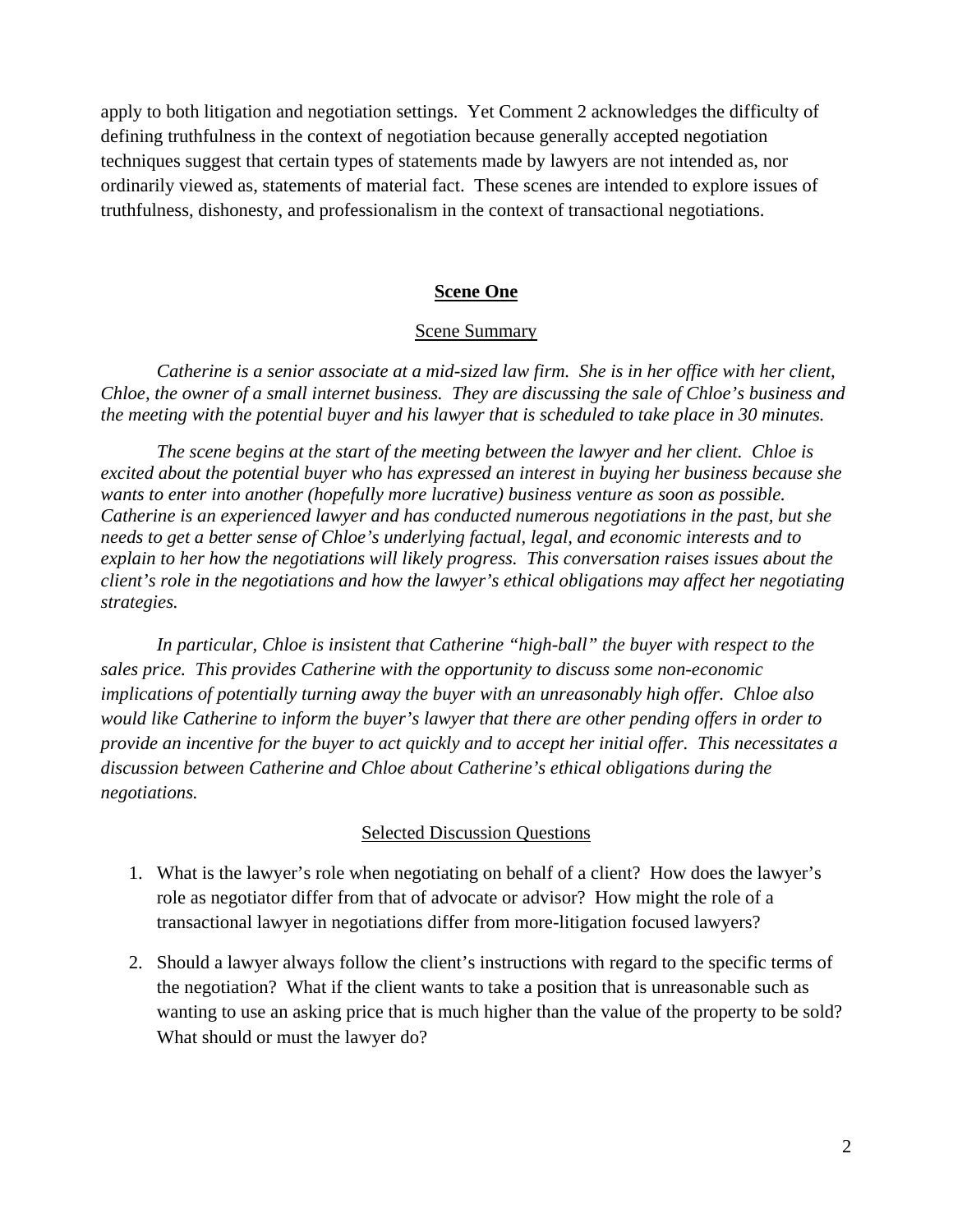apply to both litigation and negotiation settings. Yet Comment 2 acknowledges the difficulty of defining truthfulness in the context of negotiation because generally accepted negotiation techniques suggest that certain types of statements made by lawyers are not intended as, nor ordinarily viewed as, statements of material fact. These scenes are intended to explore issues of truthfulness, dishonesty, and professionalism in the context of transactional negotiations.

## Scene One

### Scene Summary

*Catherine is a senior associate at a mid-sized law firm. She is in her office with her client, Chloe, the owner of a small internet business. They are discussing the sale of Chloe's business and the meeting with the potential buyer and his lawyer that is scheduled to take place in 30 minutes.*

*The scene begins at the start of the meeting between the lawyer and her client. Chloe is excited about the potential buyer who has expressed an interest in buying her business because she wants to enter into another (hopefully more lucrative) business venture as soon as possible. Catherine is an experienced lawyer and has conducted numerous negotiations in the past, but she needs to get a better sense of Chloe's underlying factual, legal, and economic interests and to explain to her how the negotiations will likely progress. This conversation raises issues about the client's role in the negotiations and how the lawyer's ethical obligations may affect her negotiating strategies.*

*In particular, Chloe is insistent that Catherine "high-ball" the buyer with respect to the sales price. This provides Catherine with the opportunity to discuss some non-economic implications of potentially turning away the buyer with an unreasonably high offer. Chloe also would like Catherine to inform the buyer's lawyer that there are other pending offers in order to provide an incentive for the buyer to act quickly and to accept her initial offer. This necessitates a discussion between Catherine and Chloe about Catherine's ethical obligations during the negotiations.*

### Selected Discussion Questions

1. What is the lawyer's role when negotiating on behalf of a client? How does the lawyer's role as negotiator differ from that of advocate or advisor? How might the role of a transactional lawyer in negotiations differ from more-litigation focused lawyers?

2. Should a lawyer always follow the client's instructions with regard to the specific terms of the negotiation? What if the client wants to take a position that is unreasonable such as wanting to use an asking price that is much higher than the value of the property to be sold? What should or must the lawyer do?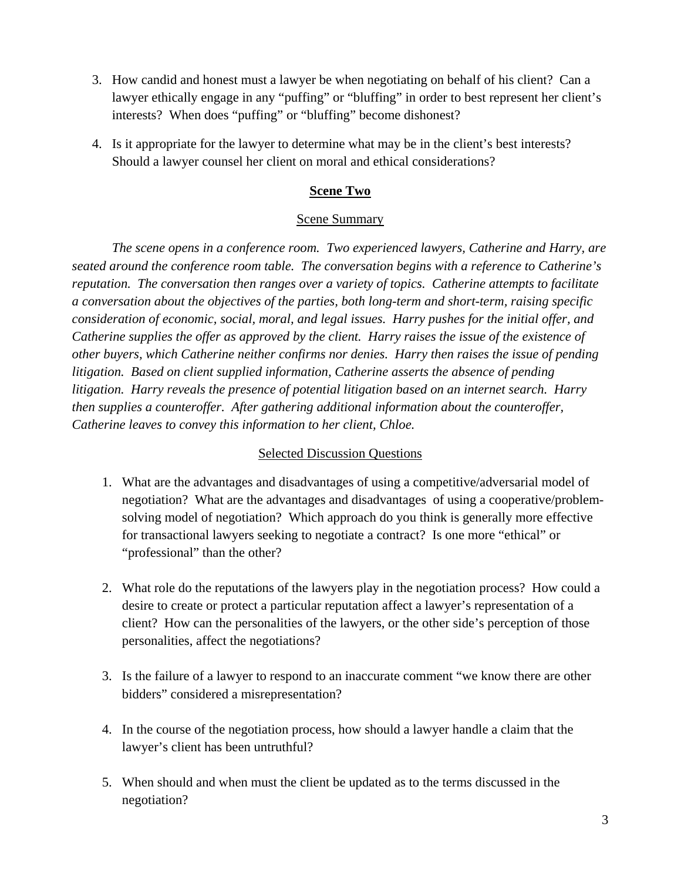3. How candid and honest must a lawyer be when negotiating on behalf of his client? Can a lawyer ethically engage in any "puffing" or "bluffing" in order to best represent her client's interests? When does "puffing" or "bluffing" become dishonest?

4. Is it appropriate for the lawyer to determine what may be in the client's best interests? Should a lawyer counsel her client on moral and ethical considerations?

## Scene Two

### Scene Summary

*The scene opens in a conference room. Two experienced lawyers, Catherine and Harry, are seated around the conference room table. The conversation begins with a reference to Catherine's reputation. The conversation then ranges over a variety of topics. Catherine attempts to facilitate a conversation about the objectives of the parties, both long-term and short-term, raising specific consideration of economic, social, moral, and legal issues. Harry pushes for the initial offer, and Catherine supplies the offer as approved by the client. Harry raises the issue of the existence of other buyers, which Catherine neither confirms nor denies. Harry then raises the issue of pending litigation. Based on client supplied information, Catherine asserts the absence of pending litigation. Harry reveals the presence of potential litigation based on an internet search. Harry then supplies a counteroffer. After gathering additional information about the counteroffer, Catherine leaves to convey this information to her client, Chloe.*

### Selected Discussion Questions

1. What are the advantages and disadvantages of using a competitive/adversarial model of negotiation? What are the advantages and disadvantages of using a cooperative/problem-solving model of negotiation? Which approach do you think is generally more effective for transactional lawyers seeking to negotiate a contract? Is one more "ethical" or "professional" than the other?

2. What role do the reputations of the lawyers play in the negotiation process? How could a desire to create or protect a particular reputation affect a lawyer's representation of a client? How can the personalities of the lawyers, or the other side's perception of those personalities, affect the negotiations?

3. Is the failure of a lawyer to respond to an inaccurate comment "we know there are other bidders" considered a misrepresentation?

4. In the course of the negotiation process, how should a lawyer handle a claim that the lawyer's client has been untruthful?

5. When should and when must the client be updated as to the terms discussed in the negotiation?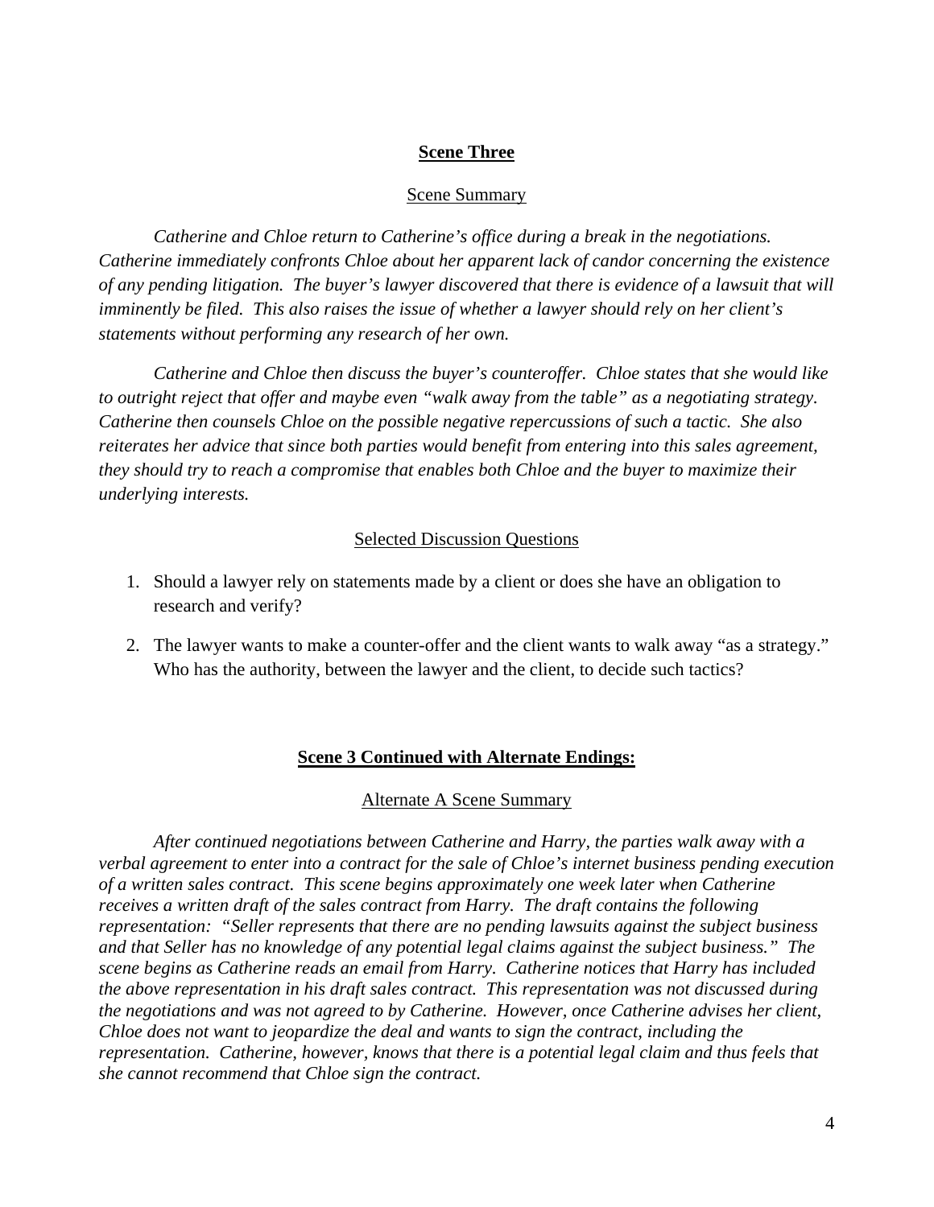## Scene Three

### Scene Summary

*Catherine and Chloe return to Catherine's office during a break in the negotiations. Catherine immediately confronts Chloe about her apparent lack of candor concerning the existence of any pending litigation. The buyer's lawyer discovered that there is evidence of a lawsuit that will imminently be filed. This also raises the issue of whether a lawyer should rely on her client's statements without performing any research of her own.*

*Catherine and Chloe then discuss the buyer's counteroffer. Chloe states that she would like to outright reject that offer and maybe even "walk away from the table" as a negotiating strategy. Catherine then counsels Chloe on the possible negative repercussions of such a tactic. She also reiterates her advice that since both parties would benefit from entering into this sales agreement, they should try to reach a compromise that enables both Chloe and the buyer to maximize their underlying interests.*

### Selected Discussion Questions

1. Should a lawyer rely on statements made by a client or does she have an obligation to research and verify?
2. The lawyer wants to make a counter-offer and the client wants to walk away "as a strategy." Who has the authority, between the lawyer and the client, to decide such tactics?

## Scene 3 Continued with Alternate Endings:

### Alternate A Scene Summary

*After continued negotiations between Catherine and Harry, the parties walk away with a verbal agreement to enter into a contract for the sale of Chloe's internet business pending execution of a written sales contract. This scene begins approximately one week later when Catherine receives a written draft of the sales contract from Harry. The draft contains the following representation: "Seller represents that there are no pending lawsuits against the subject business and that Seller has no knowledge of any potential legal claims against the subject business." The scene begins as Catherine reads an email from Harry. Catherine notices that Harry has included the above representation in his draft sales contract. This representation was not discussed during the negotiations and was not agreed to by Catherine. However, once Catherine advises her client, Chloe does not want to jeopardize the deal and wants to sign the contract, including the representation. Catherine, however, knows that there is a potential legal claim and thus feels that she cannot recommend that Chloe sign the contract.*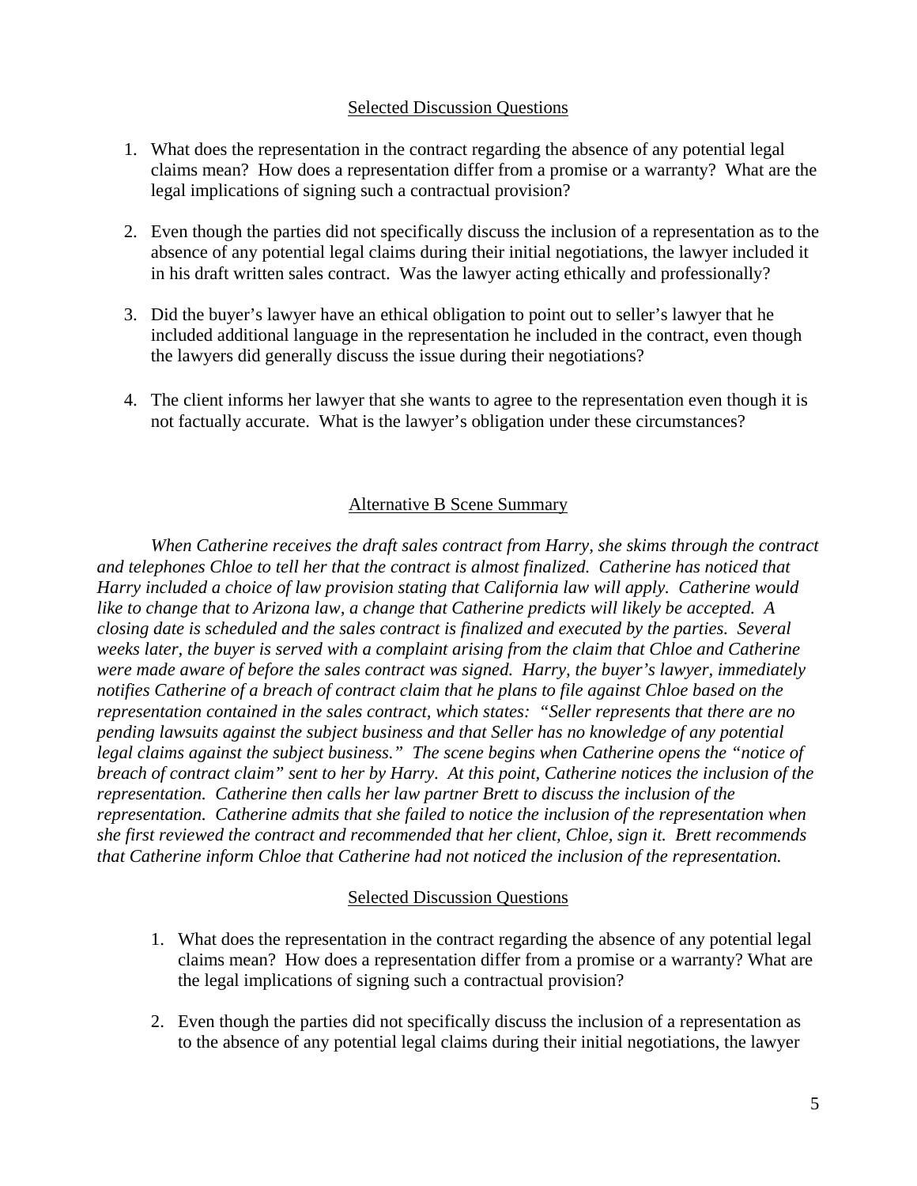<u>Selected Discussion Questions</u>

1. What does the representation in the contract regarding the absence of any potential legal claims mean? How does a representation differ from a promise or a warranty? What are the legal implications of signing such a contractual provision?

2. Even though the parties did not specifically discuss the inclusion of a representation as to the absence of any potential legal claims during their initial negotiations, the lawyer included it in his draft written sales contract. Was the lawyer acting ethically and professionally?

3. Did the buyer's lawyer have an ethical obligation to point out to seller's lawyer that he included additional language in the representation he included in the contract, even though the lawyers did generally discuss the issue during their negotiations?

4. The client informs her lawyer that she wants to agree to the representation even though it is not factually accurate. What is the lawyer's obligation under these circumstances?

<u>Alternative B Scene Summary</u>

*When Catherine receives the draft sales contract from Harry, she skims through the contract and telephones Chloe to tell her that the contract is almost finalized. Catherine has noticed that Harry included a choice of law provision stating that California law will apply. Catherine would like to change that to Arizona law, a change that Catherine predicts will likely be accepted. A closing date is scheduled and the sales contract is finalized and executed by the parties. Several weeks later, the buyer is served with a complaint arising from the claim that Chloe and Catherine were made aware of before the sales contract was signed. Harry, the buyer's lawyer, immediately notifies Catherine of a breach of contract claim that he plans to file against Chloe based on the representation contained in the sales contract, which states: "Seller represents that there are no pending lawsuits against the subject business and that Seller has no knowledge of any potential legal claims against the subject business." The scene begins when Catherine opens the "notice of breach of contract claim" sent to her by Harry. At this point, Catherine notices the inclusion of the representation. Catherine then calls her law partner Brett to discuss the inclusion of the representation. Catherine admits that she failed to notice the inclusion of the representation when she first reviewed the contract and recommended that her client, Chloe, sign it. Brett recommends that Catherine inform Chloe that Catherine had not noticed the inclusion of the representation.*

<u>Selected Discussion Questions</u>

1. What does the representation in the contract regarding the absence of any potential legal claims mean? How does a representation differ from a promise or a warranty? What are the legal implications of signing such a contractual provision?

2. Even though the parties did not specifically discuss the inclusion of a representation as to the absence of any potential legal claims during their initial negotiations, the lawyer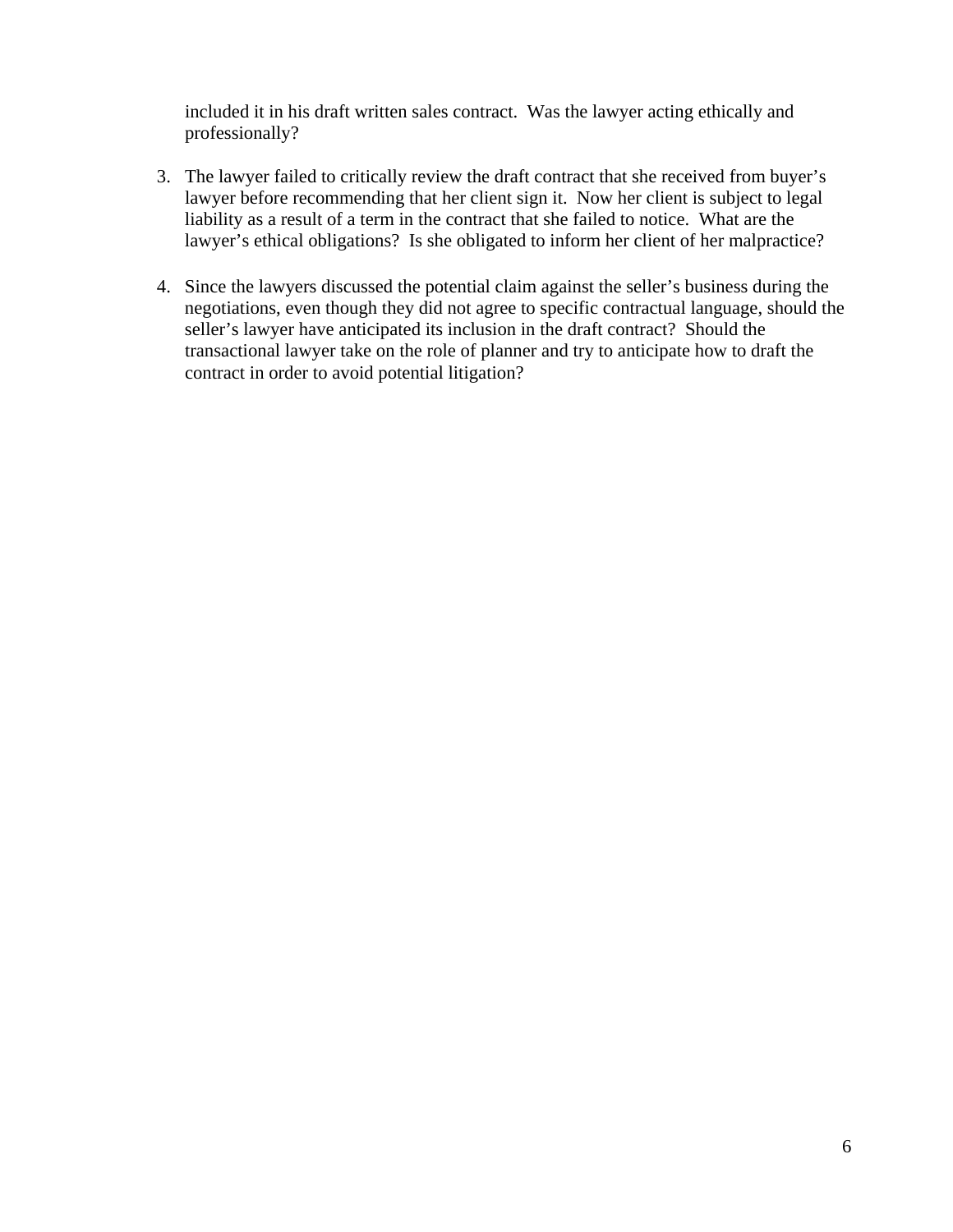included it in his draft written sales contract. Was the lawyer acting ethically and professionally?

3. The lawyer failed to critically review the draft contract that she received from buyer's lawyer before recommending that her client sign it. Now her client is subject to legal liability as a result of a term in the contract that she failed to notice. What are the lawyer's ethical obligations? Is she obligated to inform her client of her malpractice?

4. Since the lawyers discussed the potential claim against the seller's business during the negotiations, even though they did not agree to specific contractual language, should the seller's lawyer have anticipated its inclusion in the draft contract? Should the transactional lawyer take on the role of planner and try to anticipate how to draft the contract in order to avoid potential litigation?